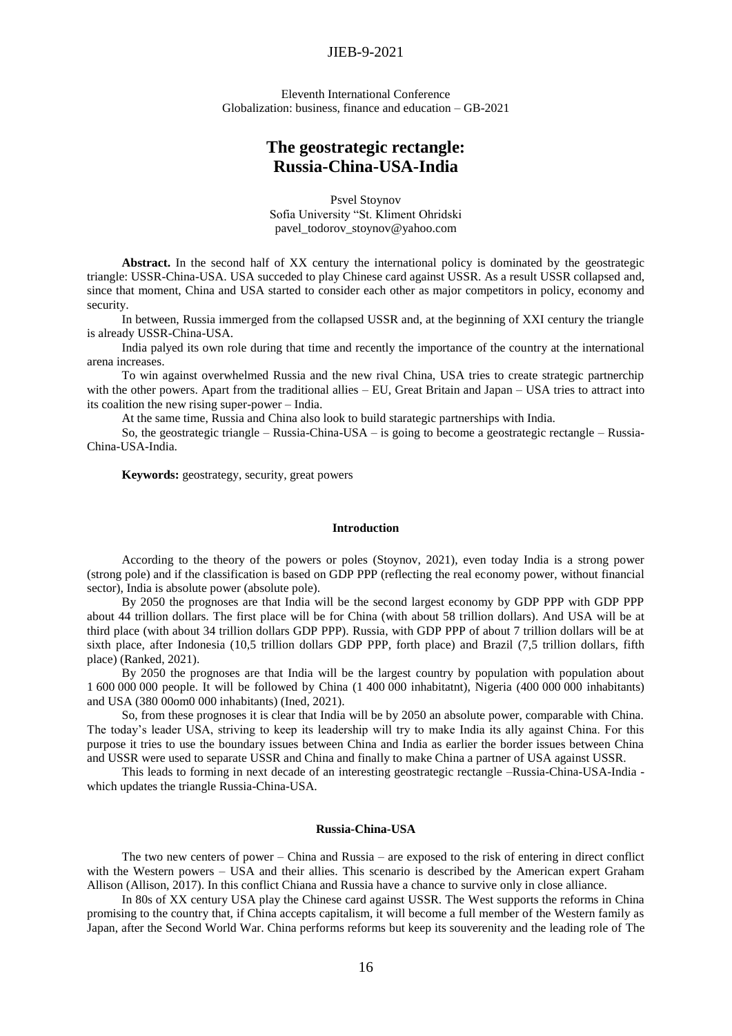Eleventh International Conference
Globalization: business, finance and education – GB-2021

# The geostrategic rectangle: Russia-China-USA-India

Psvel Stoynov
Sofia University "St. Kliment Ohridski
pavel_todorov_stoynov@yahoo.com

**Abstract.** In the second half of XX century the international policy is dominated by the geostrategic triangle: USSR-China-USA. USA succeded to play Chinese card against USSR. As a result USSR collapsed and, since that moment, China and USA started to consider each other as major competitors in policy, economy and security.

In between, Russia immerged from the collapsed USSR and, at the beginning of XXI century the triangle is already USSR-China-USA.

India palyed its own role during that time and recently the importance of the country at the international arena increases.

To win against overwhelmed Russia and the new rival China, USA tries to create strategic partnerchip with the other powers. Apart from the traditional allies – EU, Great Britain and Japan – USA tries to attract into its coalition the new rising super-power – India.

At the same time, Russia and China also look to build starategic partnerships with India.

So, the geostrategic triangle – Russia-China-USA – is going to become a geostrategic rectangle – Russia-China-USA-India.

**Keywords:** geostrategy, security, great powers

## Introduction

According to the theory of the powers or poles (Stoynov, 2021), even today India is a strong power (strong pole) and if the classification is based on GDP PPP (reflecting the real economy power, without financial sector), India is absolute power (absolute pole).

By 2050 the prognoses are that India will be the second largest economy by GDP PPP with GDP PPP about 44 trillion dollars. The first place will be for China (with about 58 trillion dollars). And USA will be at third place (with about 34 trillion dollars GDP PPP). Russia, with GDP PPP of about 7 trillion dollars will be at sixth place, after Indonesia (10,5 trillion dollars GDP PPP, forth place) and Brazil (7,5 trillion dollars, fifth place) (Ranked, 2021).

By 2050 the prognoses are that India will be the largest country by population with population about 1 600 000 000 people. It will be followed by China (1 400 000 inhabitatnt), Nigeria (400 000 000 inhabitants) and USA (380 00om0 000 inhabitants) (Ined, 2021).

So, from these prognoses it is clear that India will be by 2050 an absolute power, comparable with China. The today's leader USA, striving to keep its leadership will try to make India its ally against China. For this purpose it tries to use the boundary issues between China and India as earlier the border issues between China and USSR were used to separate USSR and China and finally to make China a partner of USA against USSR.

This leads to forming in next decade of an interesting geostrategic rectangle –Russia-China-USA-India - which updates the triangle Russia-China-USA.

## Russia-China-USA

The two new centers of power – China and Russia – are exposed to the risk of entering in direct conflict with the Western powers – USA and their allies. This scenario is described by the American expert Graham Allison (Allison, 2017). In this conflict Chiana and Russia have a chance to survive only in close alliance.

In 80s of XX century USA play the Chinese card against USSR. The West supports the reforms in China promising to the country that, if China accepts capitalism, it will become a full member of the Western family as Japan, after the Second World War. China performs reforms but keep its souverenity and the leading role of The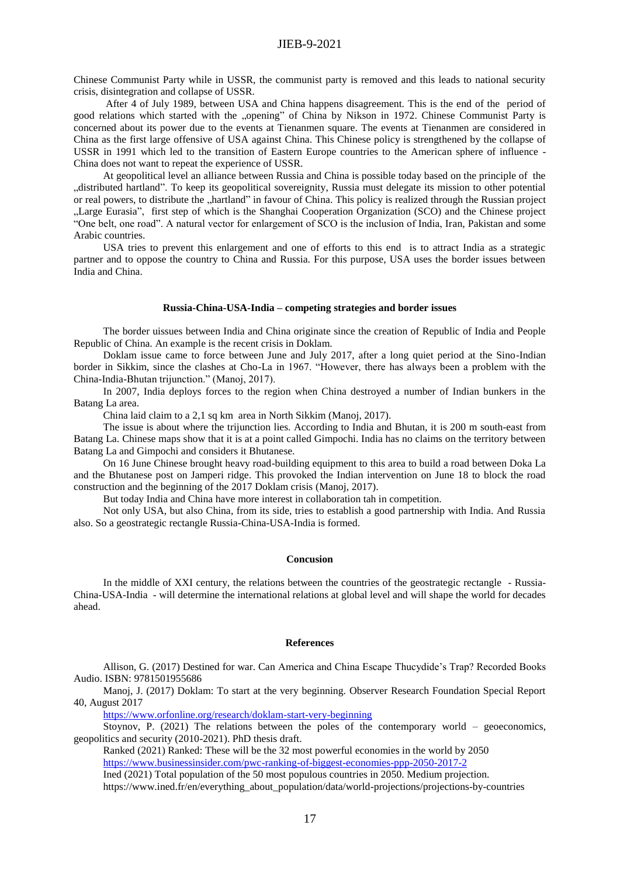Chinese Communist Party while in USSR, the communist party is removed and this leads to national security crisis, disintegration and collapse of USSR.

After 4 of July 1989, between USA and China happens disagreement. This is the end of the period of good relations which started with the „opening" of China by Nikson in 1972. Chinese Communist Party is concerned about its power due to the events at Tienanmen square. The events at Tienanmen are considered in China as the first large offensive of USA against China. This Chinese policy is strengthened by the collapse of USSR in 1991 which led to the transition of Eastern Europe countries to the American sphere of influence - China does not want to repeat the experience of USSR.

At geopolitical level an alliance between Russia and China is possible today based on the principle of the „distributed hartland". To keep its geopolitical sovereignity, Russia must delegate its mission to other potential or real powers, to distribute the „hartland" in favour of China. This policy is realized through the Russian project „Large Eurasia", first step of which is the Shanghai Cooperation Organization (SCO) and the Chinese project "One belt, one road". A natural vector for enlargement of SCO is the inclusion of India, Iran, Pakistan and some Arabic countries.

USA tries to prevent this enlargement and one of efforts to this end is to attract India as a strategic partner and to oppose the country to China and Russia. For this purpose, USA uses the border issues between India and China.

## Russia-China-USA-India – competing strategies and border issues

The border uissues between India and China originate since the creation of Republic of India and People Republic of China. An example is the recent crisis in Doklam.

Doklam issue came to force between June and July 2017, after a long quiet period at the Sino-Indian border in Sikkim, since the clashes at Cho-La in 1967. "However, there has always been a problem with the China-India-Bhutan trijunction." (Manoj, 2017).

In 2007, India deploys forces to the region when China destroyed a number of Indian bunkers in the Batang La area.

China laid claim to a 2,1 sq km area in North Sikkim (Manoj, 2017).

The issue is about where the trijunction lies. According to India and Bhutan, it is 200 m south-east from Batang La. Chinese maps show that it is at a point called Gimpochi. India has no claims on the territory between Batang La and Gimpochi and considers it Bhutanese.

On 16 June Chinese brought heavy road-building equipment to this area to build a road between Doka La and the Bhutanese post on Jamperi ridge. This provoked the Indian intervention on June 18 to block the road construction and the beginning of the 2017 Doklam crisis (Manoj, 2017).

But today India and China have more interest in collaboration tah in competition.

Not only USA, but also China, from its side, tries to establish a good partnership with India. And Russia also. So a geostrategic rectangle Russia-China-USA-India is formed.

## Concusion

In the middle of XXI century, the relations between the countries of the geostrategic rectangle - Russia-China-USA-India - will determine the international relations at global level and will shape the world for decades ahead.

## References

Allison, G. (2017) Destined for war. Can America and China Escape Thucydide's Trap? Recorded Books Audio. ISBN: 9781501955686

Manoj, J. (2017) Doklam: To start at the very beginning. Observer Research Foundation Special Report 40, August 2017
https://www.orfonline.org/research/doklam-start-very-beginning

Stoynov, P. (2021) The relations between the poles of the contemporary world – geoeconomics, geopolitics and security (2010-2021). PhD thesis draft.

Ranked (2021) Ranked: These will be the 32 most powerful economies in the world by 2050
https://www.businessinsider.com/pwc-ranking-of-biggest-economies-ppp-2050-2017-2

Ined (2021) Total population of the 50 most populous countries in 2050. Medium projection.
https://www.ined.fr/en/everything_about_population/data/world-projections/projections-by-countries